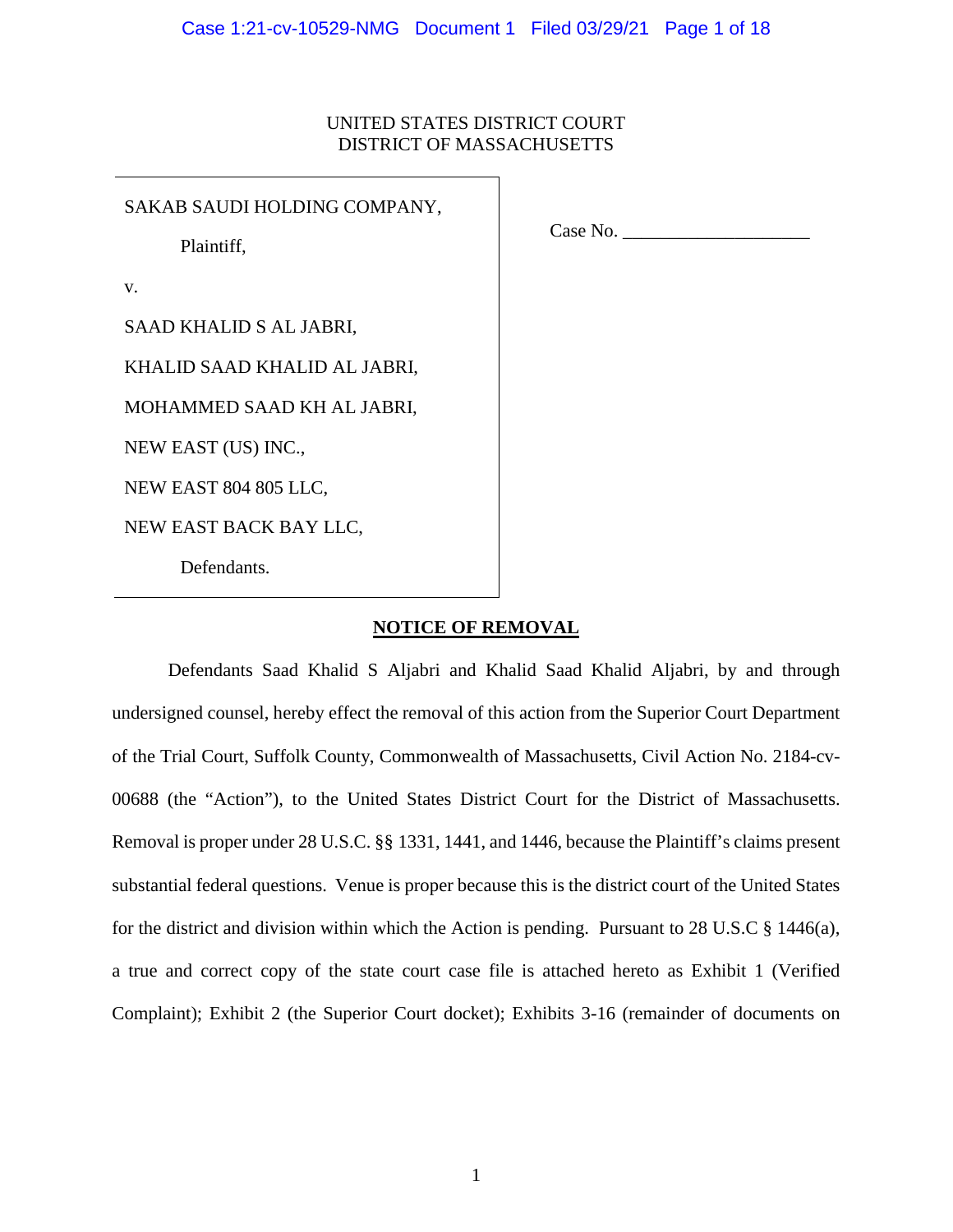UNITED STATES DISTRICT COURT
DISTRICT OF MASSACHUSETTS

SAKAB SAUDI HOLDING COMPANY,

Plaintiff,

v.

SAAD KHALID S AL JABRI,

KHALID SAAD KHALID AL JABRI,

MOHAMMED SAAD KH AL JABRI,

NEW EAST (US) INC.,

NEW EAST 804 805 LLC,

NEW EAST BACK BAY LLC,

Defendants.

Case No. ____________________

## NOTICE OF REMOVAL

Defendants Saad Khalid S Aljabri and Khalid Saad Khalid Aljabri, by and through undersigned counsel, hereby effect the removal of this action from the Superior Court Department of the Trial Court, Suffolk County, Commonwealth of Massachusetts, Civil Action No. 2184-cv-00688 (the "Action"), to the United States District Court for the District of Massachusetts. Removal is proper under 28 U.S.C. §§ 1331, 1441, and 1446, because the Plaintiff's claims present substantial federal questions. Venue is proper because this is the district court of the United States for the district and division within which the Action is pending. Pursuant to 28 U.S.C § 1446(a), a true and correct copy of the state court case file is attached hereto as Exhibit 1 (Verified Complaint); Exhibit 2 (the Superior Court docket); Exhibits 3-16 (remainder of documents on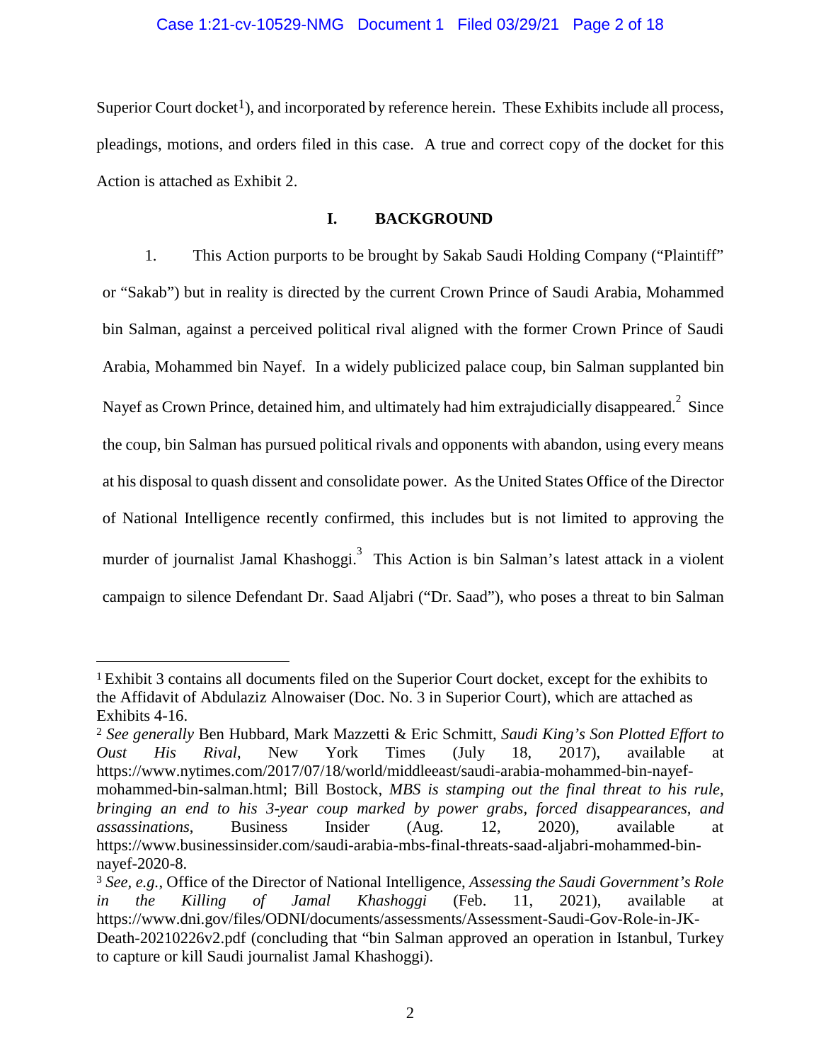Superior Court docket[1]), and incorporated by reference herein. These Exhibits include all process, pleadings, motions, and orders filed in this case. A true and correct copy of the docket for this Action is attached as Exhibit 2.

## I. BACKGROUND

1. This Action purports to be brought by Sakab Saudi Holding Company ("Plaintiff" or "Sakab") but in reality is directed by the current Crown Prince of Saudi Arabia, Mohammed bin Salman, against a perceived political rival aligned with the former Crown Prince of Saudi Arabia, Mohammed bin Nayef. In a widely publicized palace coup, bin Salman supplanted bin Nayef as Crown Prince, detained him, and ultimately had him extrajudicially disappeared.[2] Since the coup, bin Salman has pursued political rivals and opponents with abandon, using every means at his disposal to quash dissent and consolidate power. As the United States Office of the Director of National Intelligence recently confirmed, this includes but is not limited to approving the murder of journalist Jamal Khashoggi.[3] This Action is bin Salman's latest attack in a violent campaign to silence Defendant Dr. Saad Aljabri ("Dr. Saad"), who poses a threat to bin Salman

---

[1] Exhibit 3 contains all documents filed on the Superior Court docket, except for the exhibits to the Affidavit of Abdulaziz Alnowaiser (Doc. No. 3 in Superior Court), which are attached as Exhibits 4-16.

[2] *See generally* Ben Hubbard, Mark Mazzetti & Eric Schmitt, *Saudi King's Son Plotted Effort to Oust His Rival*, New York Times (July 18, 2017), available at https://www.nytimes.com/2017/07/18/world/middleeast/saudi-arabia-mohammed-bin-nayef-mohammed-bin-salman.html; Bill Bostock, *MBS is stamping out the final threat to his rule, bringing an end to his 3-year coup marked by power grabs, forced disappearances, and assassinations*, Business Insider (Aug. 12, 2020), available at https://www.businessinsider.com/saudi-arabia-mbs-final-threats-saad-aljabri-mohammed-bin-nayef-2020-8.

[3] *See, e.g.*, Office of the Director of National Intelligence, *Assessing the Saudi Government's Role in the Killing of Jamal Khashoggi* (Feb. 11, 2021), available at https://www.dni.gov/files/ODNI/documents/assessments/Assessment-Saudi-Gov-Role-in-JK-Death-20210226v2.pdf (concluding that "bin Salman approved an operation in Istanbul, Turkey to capture or kill Saudi journalist Jamal Khashoggi).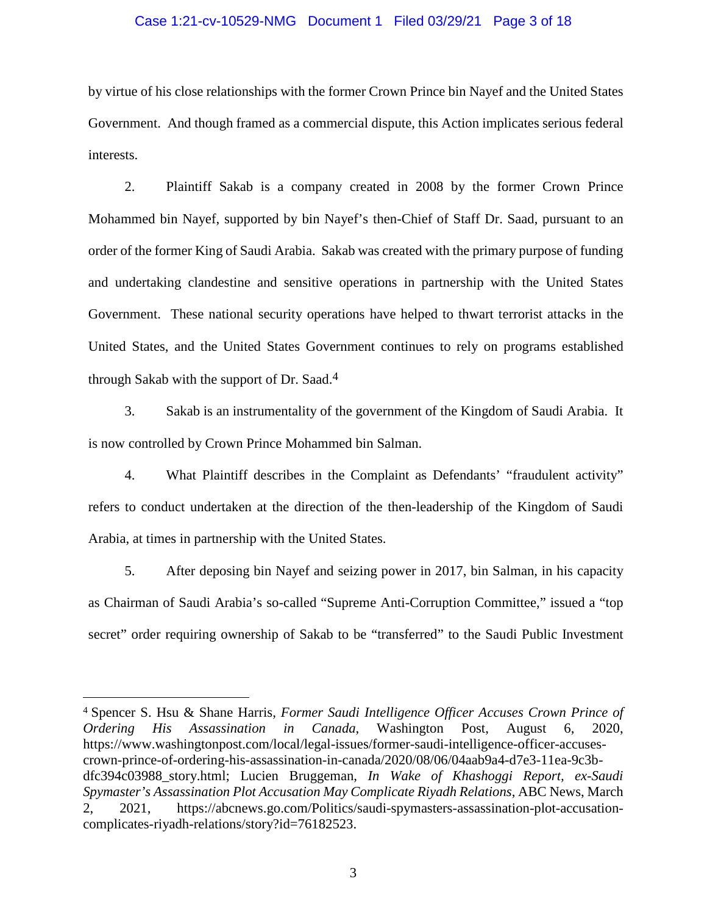by virtue of his close relationships with the former Crown Prince bin Nayef and the United States Government. And though framed as a commercial dispute, this Action implicates serious federal interests.

2. Plaintiff Sakab is a company created in 2008 by the former Crown Prince Mohammed bin Nayef, supported by bin Nayef's then-Chief of Staff Dr. Saad, pursuant to an order of the former King of Saudi Arabia. Sakab was created with the primary purpose of funding and undertaking clandestine and sensitive operations in partnership with the United States Government. These national security operations have helped to thwart terrorist attacks in the United States, and the United States Government continues to rely on programs established through Sakab with the support of Dr. Saad.[4]

3. Sakab is an instrumentality of the government of the Kingdom of Saudi Arabia. It is now controlled by Crown Prince Mohammed bin Salman.

4. What Plaintiff describes in the Complaint as Defendants' "fraudulent activity" refers to conduct undertaken at the direction of the then-leadership of the Kingdom of Saudi Arabia, at times in partnership with the United States.

5. After deposing bin Nayef and seizing power in 2017, bin Salman, in his capacity as Chairman of Saudi Arabia's so-called "Supreme Anti-Corruption Committee," issued a "top secret" order requiring ownership of Sakab to be "transferred" to the Saudi Public Investment

---

[4] Spencer S. Hsu & Shane Harris, *Former Saudi Intelligence Officer Accuses Crown Prince of Ordering His Assassination in Canada*, Washington Post, August 6, 2020, https://www.washingtonpost.com/local/legal-issues/former-saudi-intelligence-officer-accuses-crown-prince-of-ordering-his-assassination-in-canada/2020/08/06/04aab9a4-d7e3-11ea-9c3b-dfc394c03988_story.html; Lucien Bruggeman, *In Wake of Khashoggi Report, ex-Saudi Spymaster's Assassination Plot Accusation May Complicate Riyadh Relations*, ABC News, March 2, 2021, https://abcnews.go.com/Politics/saudi-spymasters-assassination-plot-accusation-complicates-riyadh-relations/story?id=76182523.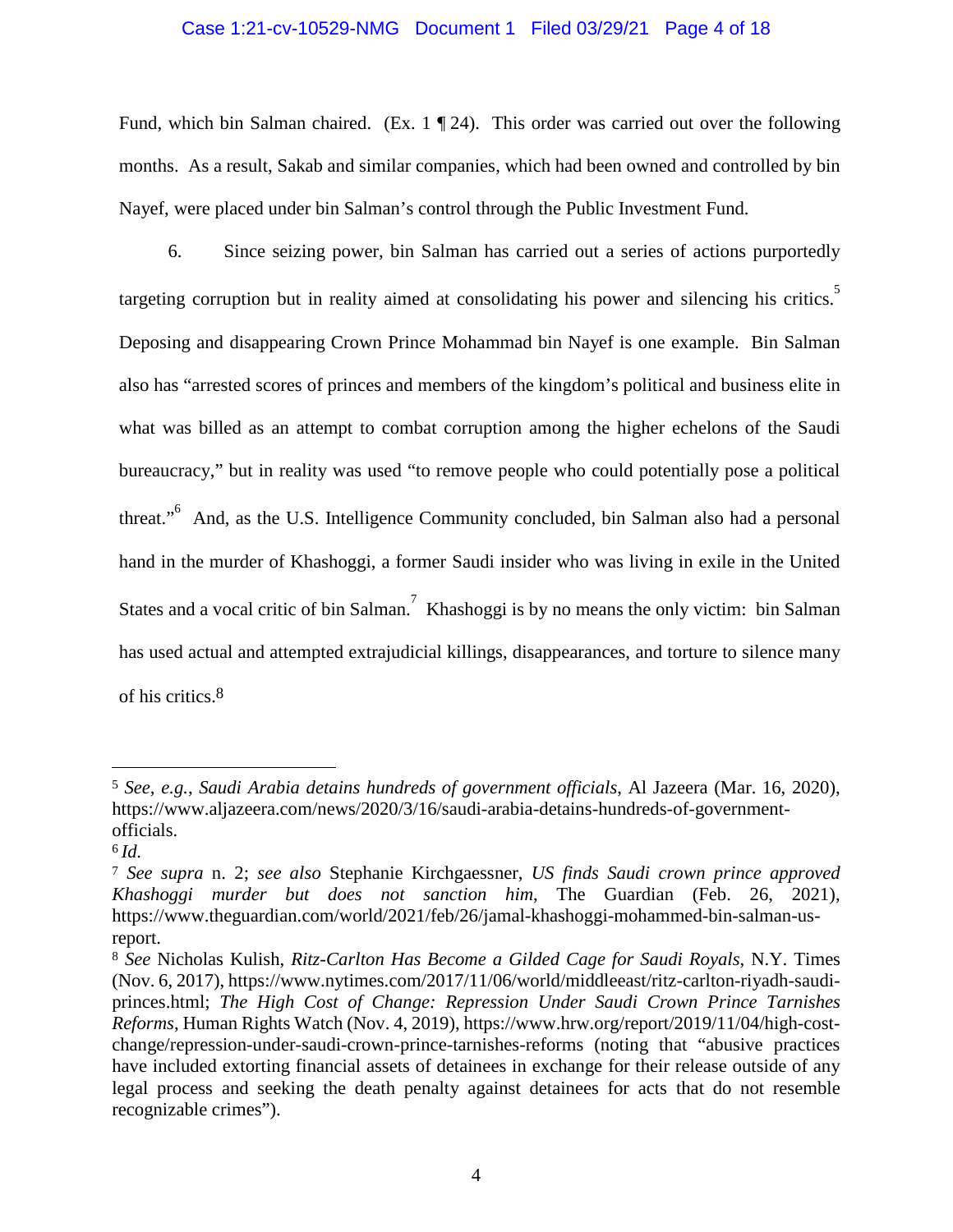Fund, which bin Salman chaired. (Ex. 1 ¶ 24). This order was carried out over the following months. As a result, Sakab and similar companies, which had been owned and controlled by bin Nayef, were placed under bin Salman's control through the Public Investment Fund.

6. Since seizing power, bin Salman has carried out a series of actions purportedly targeting corruption but in reality aimed at consolidating his power and silencing his critics.[5] Deposing and disappearing Crown Prince Mohammad bin Nayef is one example. Bin Salman also has "arrested scores of princes and members of the kingdom's political and business elite in what was billed as an attempt to combat corruption among the higher echelons of the Saudi bureaucracy," but in reality was used "to remove people who could potentially pose a political threat."[6] And, as the U.S. Intelligence Community concluded, bin Salman also had a personal hand in the murder of Khashoggi, a former Saudi insider who was living in exile in the United States and a vocal critic of bin Salman.[7] Khashoggi is by no means the only victim: bin Salman has used actual and attempted extrajudicial killings, disappearances, and torture to silence many of his critics.[8]

---

[5] *See, e.g.*, *Saudi Arabia detains hundreds of government officials*, Al Jazeera (Mar. 16, 2020), https://www.aljazeera.com/news/2020/3/16/saudi-arabia-detains-hundreds-of-government-officials.

[6] *Id.*

[7] *See supra* n. 2; *see also* Stephanie Kirchgaessner, *US finds Saudi crown prince approved Khashoggi murder but does not sanction him*, The Guardian (Feb. 26, 2021), https://www.theguardian.com/world/2021/feb/26/jamal-khashoggi-mohammed-bin-salman-us-report.

[8] *See* Nicholas Kulish, *Ritz-Carlton Has Become a Gilded Cage for Saudi Royals*, N.Y. Times (Nov. 6, 2017), https://www.nytimes.com/2017/11/06/world/middleeast/ritz-carlton-riyadh-saudi-princes.html; *The High Cost of Change: Repression Under Saudi Crown Prince Tarnishes Reforms*, Human Rights Watch (Nov. 4, 2019), https://www.hrw.org/report/2019/11/04/high-cost-change/repression-under-saudi-crown-prince-tarnishes-reforms (noting that "abusive practices have included extorting financial assets of detainees in exchange for their release outside of any legal process and seeking the death penalty against detainees for acts that do not resemble recognizable crimes").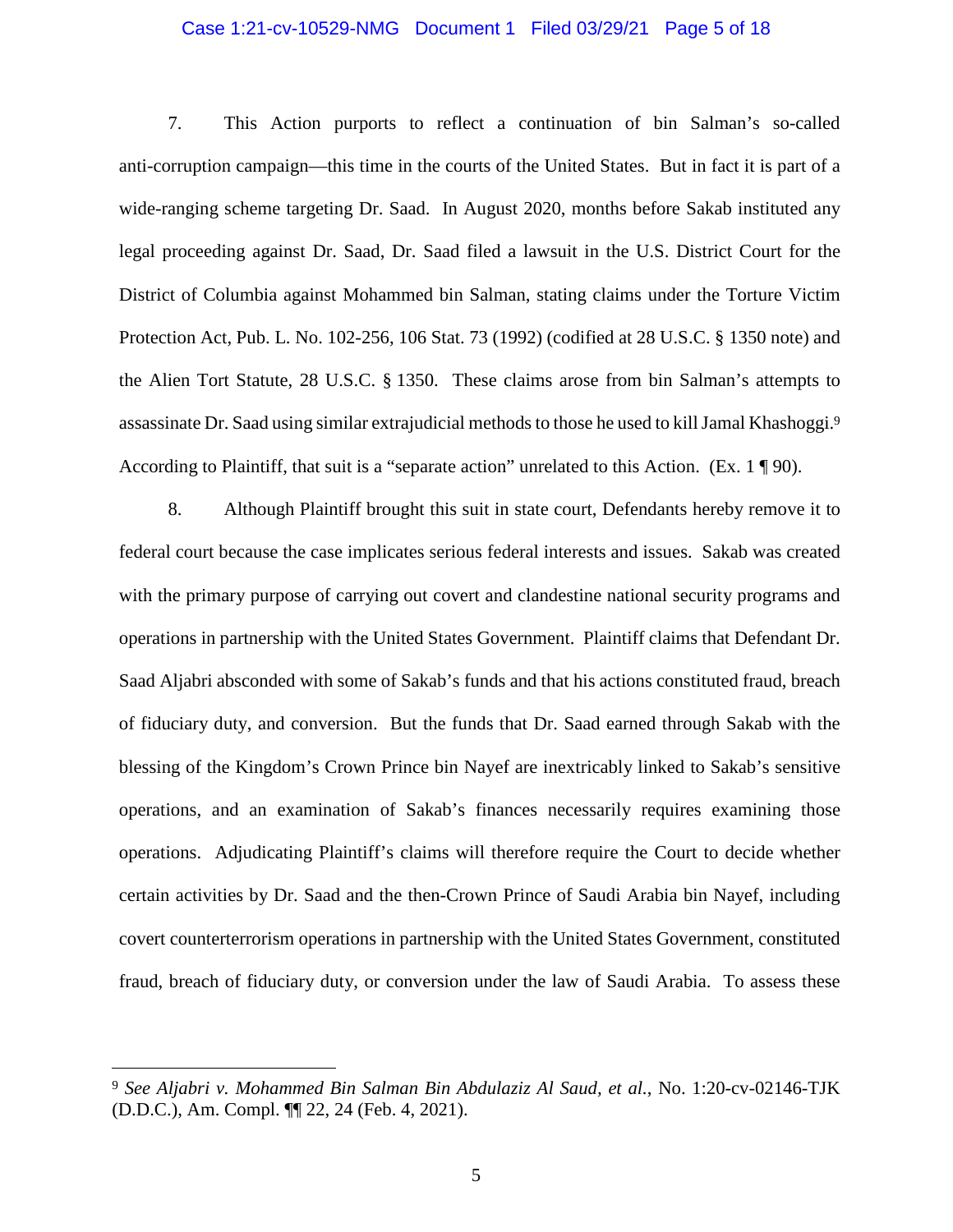7. This Action purports to reflect a continuation of bin Salman's so-called anti-corruption campaign—this time in the courts of the United States. But in fact it is part of a wide-ranging scheme targeting Dr. Saad. In August 2020, months before Sakab instituted any legal proceeding against Dr. Saad, Dr. Saad filed a lawsuit in the U.S. District Court for the District of Columbia against Mohammed bin Salman, stating claims under the Torture Victim Protection Act, Pub. L. No. 102-256, 106 Stat. 73 (1992) (codified at 28 U.S.C. § 1350 note) and the Alien Tort Statute, 28 U.S.C. § 1350. These claims arose from bin Salman's attempts to assassinate Dr. Saad using similar extrajudicial methods to those he used to kill Jamal Khashoggi.[9] According to Plaintiff, that suit is a "separate action" unrelated to this Action. (Ex. 1 ¶ 90).

8. Although Plaintiff brought this suit in state court, Defendants hereby remove it to federal court because the case implicates serious federal interests and issues. Sakab was created with the primary purpose of carrying out covert and clandestine national security programs and operations in partnership with the United States Government. Plaintiff claims that Defendant Dr. Saad Aljabri absconded with some of Sakab's funds and that his actions constituted fraud, breach of fiduciary duty, and conversion. But the funds that Dr. Saad earned through Sakab with the blessing of the Kingdom's Crown Prince bin Nayef are inextricably linked to Sakab's sensitive operations, and an examination of Sakab's finances necessarily requires examining those operations. Adjudicating Plaintiff's claims will therefore require the Court to decide whether certain activities by Dr. Saad and the then-Crown Prince of Saudi Arabia bin Nayef, including covert counterterrorism operations in partnership with the United States Government, constituted fraud, breach of fiduciary duty, or conversion under the law of Saudi Arabia. To assess these

[9] *See Aljabri v. Mohammed Bin Salman Bin Abdulaziz Al Saud, et al.*, No. 1:20-cv-02146-TJK (D.D.C.), Am. Compl. ¶¶ 22, 24 (Feb. 4, 2021).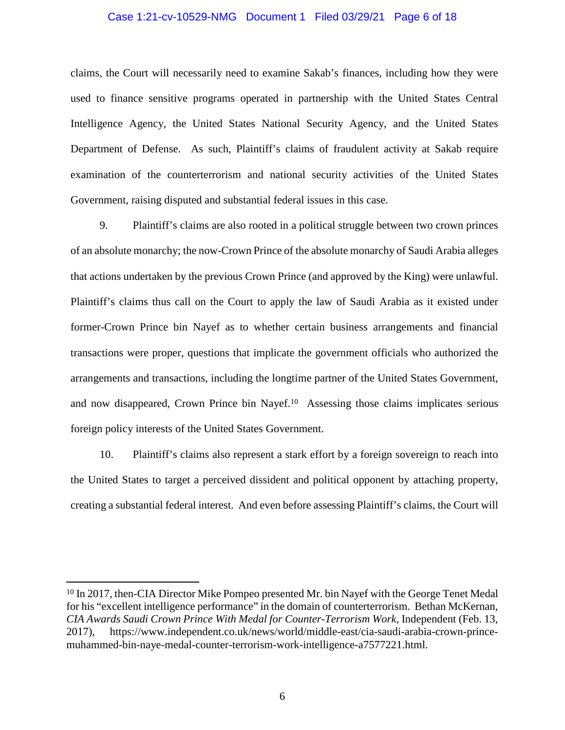claims, the Court will necessarily need to examine Sakab's finances, including how they were used to finance sensitive programs operated in partnership with the United States Central Intelligence Agency, the United States National Security Agency, and the United States Department of Defense. As such, Plaintiff's claims of fraudulent activity at Sakab require examination of the counterterrorism and national security activities of the United States Government, raising disputed and substantial federal issues in this case.

9. Plaintiff's claims are also rooted in a political struggle between two crown princes of an absolute monarchy; the now-Crown Prince of the absolute monarchy of Saudi Arabia alleges that actions undertaken by the previous Crown Prince (and approved by the King) were unlawful. Plaintiff's claims thus call on the Court to apply the law of Saudi Arabia as it existed under former-Crown Prince bin Nayef as to whether certain business arrangements and financial transactions were proper, questions that implicate the government officials who authorized the arrangements and transactions, including the longtime partner of the United States Government, and now disappeared, Crown Prince bin Nayef.[10] Assessing those claims implicates serious foreign policy interests of the United States Government.

10. Plaintiff's claims also represent a stark effort by a foreign sovereign to reach into the United States to target a perceived dissident and political opponent by attaching property, creating a substantial federal interest. And even before assessing Plaintiff's claims, the Court will

---

[10] In 2017, then-CIA Director Mike Pompeo presented Mr. bin Nayef with the George Tenet Medal for his "excellent intelligence performance" in the domain of counterterrorism. Bethan McKernan, *CIA Awards Saudi Crown Prince With Medal for Counter-Terrorism Work*, Independent (Feb. 13, 2017), https://www.independent.co.uk/news/world/middle-east/cia-saudi-arabia-crown-prince-muhammed-bin-naye-medal-counter-terrorism-work-intelligence-a7577221.html.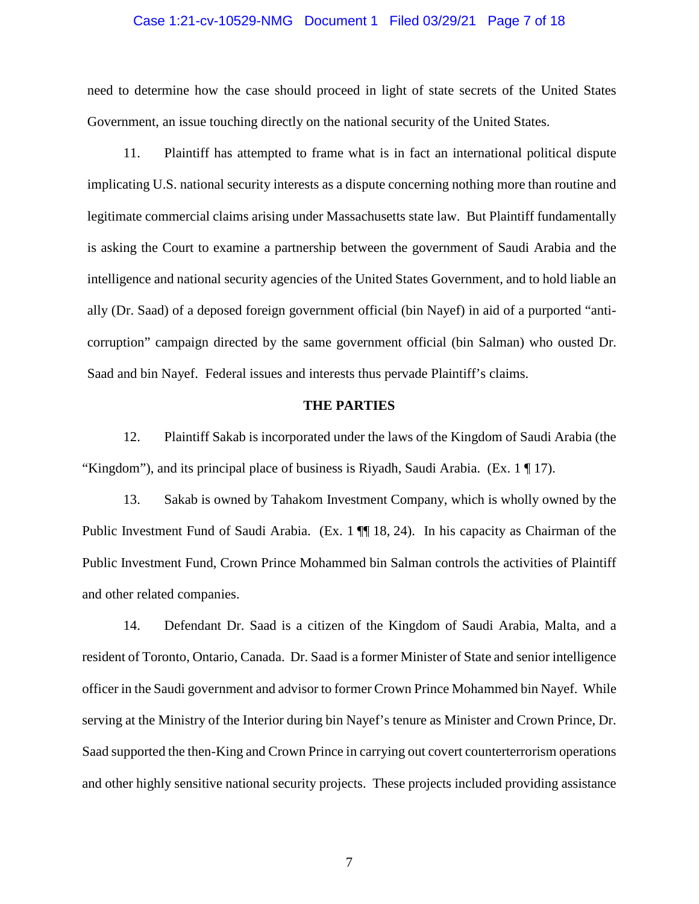need to determine how the case should proceed in light of state secrets of the United States Government, an issue touching directly on the national security of the United States.

11. Plaintiff has attempted to frame what is in fact an international political dispute implicating U.S. national security interests as a dispute concerning nothing more than routine and legitimate commercial claims arising under Massachusetts state law. But Plaintiff fundamentally is asking the Court to examine a partnership between the government of Saudi Arabia and the intelligence and national security agencies of the United States Government, and to hold liable an ally (Dr. Saad) of a deposed foreign government official (bin Nayef) in aid of a purported "anti-corruption" campaign directed by the same government official (bin Salman) who ousted Dr. Saad and bin Nayef. Federal issues and interests thus pervade Plaintiff's claims.

## THE PARTIES

12. Plaintiff Sakab is incorporated under the laws of the Kingdom of Saudi Arabia (the "Kingdom"), and its principal place of business is Riyadh, Saudi Arabia. (Ex. 1 ¶ 17).

13. Sakab is owned by Tahakom Investment Company, which is wholly owned by the Public Investment Fund of Saudi Arabia. (Ex. 1 ¶¶ 18, 24). In his capacity as Chairman of the Public Investment Fund, Crown Prince Mohammed bin Salman controls the activities of Plaintiff and other related companies.

14. Defendant Dr. Saad is a citizen of the Kingdom of Saudi Arabia, Malta, and a resident of Toronto, Ontario, Canada. Dr. Saad is a former Minister of State and senior intelligence officer in the Saudi government and advisor to former Crown Prince Mohammed bin Nayef. While serving at the Ministry of the Interior during bin Nayef's tenure as Minister and Crown Prince, Dr. Saad supported the then-King and Crown Prince in carrying out covert counterterrorism operations and other highly sensitive national security projects. These projects included providing assistance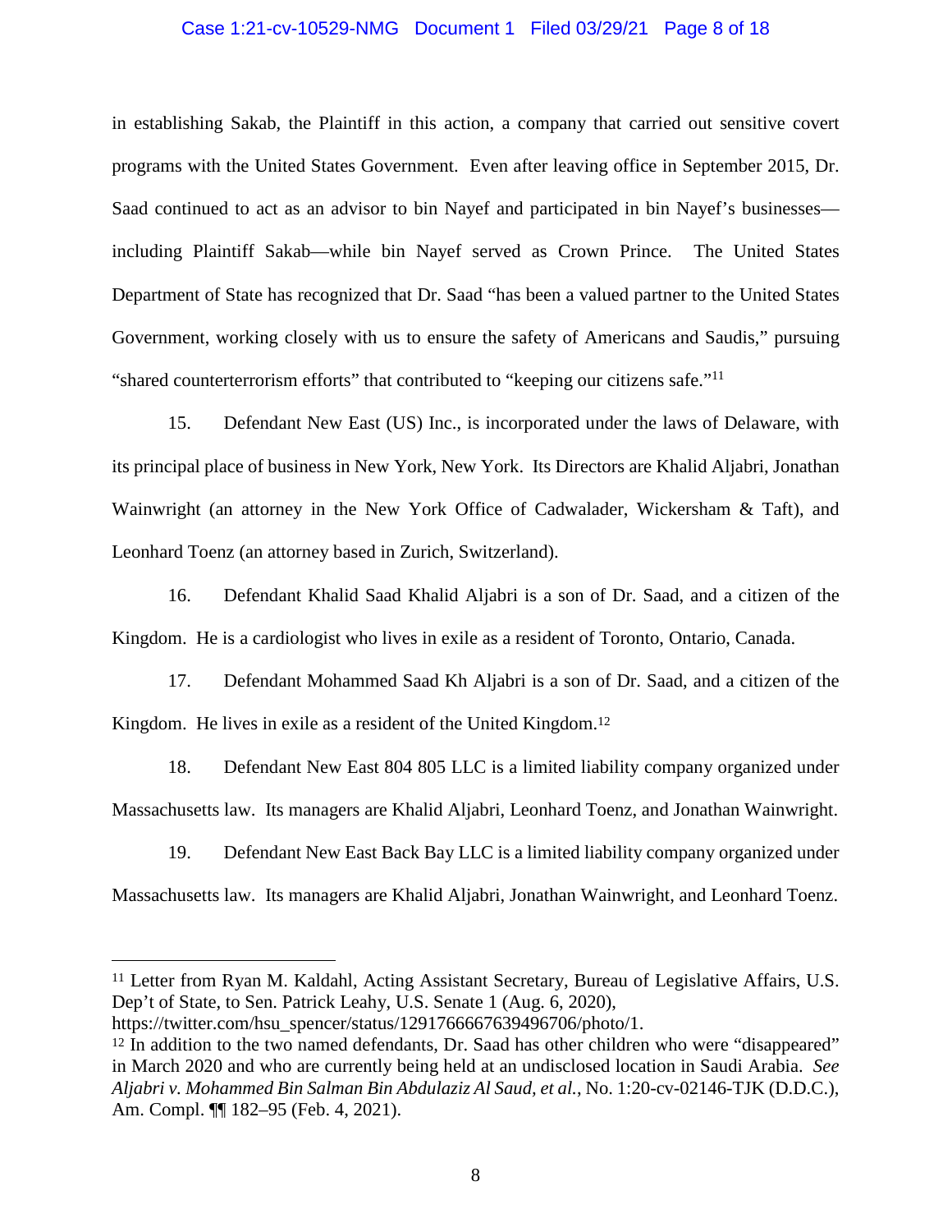in establishing Sakab, the Plaintiff in this action, a company that carried out sensitive covert programs with the United States Government. Even after leaving office in September 2015, Dr. Saad continued to act as an advisor to bin Nayef and participated in bin Nayef's businesses—including Plaintiff Sakab—while bin Nayef served as Crown Prince. The United States Department of State has recognized that Dr. Saad "has been a valued partner to the United States Government, working closely with us to ensure the safety of Americans and Saudis," pursuing "shared counterterrorism efforts" that contributed to "keeping our citizens safe."[11]

15. Defendant New East (US) Inc., is incorporated under the laws of Delaware, with its principal place of business in New York, New York. Its Directors are Khalid Aljabri, Jonathan Wainwright (an attorney in the New York Office of Cadwalader, Wickersham & Taft), and Leonhard Toenz (an attorney based in Zurich, Switzerland).

16. Defendant Khalid Saad Khalid Aljabri is a son of Dr. Saad, and a citizen of the Kingdom. He is a cardiologist who lives in exile as a resident of Toronto, Ontario, Canada.

17. Defendant Mohammed Saad Kh Aljabri is a son of Dr. Saad, and a citizen of the Kingdom. He lives in exile as a resident of the United Kingdom.[12]

18. Defendant New East 804 805 LLC is a limited liability company organized under Massachusetts law. Its managers are Khalid Aljabri, Leonhard Toenz, and Jonathan Wainwright.

19. Defendant New East Back Bay LLC is a limited liability company organized under Massachusetts law. Its managers are Khalid Aljabri, Jonathan Wainwright, and Leonhard Toenz.

---

[11] Letter from Ryan M. Kaldahl, Acting Assistant Secretary, Bureau of Legislative Affairs, U.S. Dep't of State, to Sen. Patrick Leahy, U.S. Senate 1 (Aug. 6, 2020), https://twitter.com/hsu_spencer/status/1291766667639496706/photo/1.

[12] In addition to the two named defendants, Dr. Saad has other children who were "disappeared" in March 2020 and who are currently being held at an undisclosed location in Saudi Arabia. *See Aljabri v. Mohammed Bin Salman Bin Abdulaziz Al Saud, et al.*, No. 1:20-cv-02146-TJK (D.D.C.), Am. Compl. ¶¶ 182–95 (Feb. 4, 2021).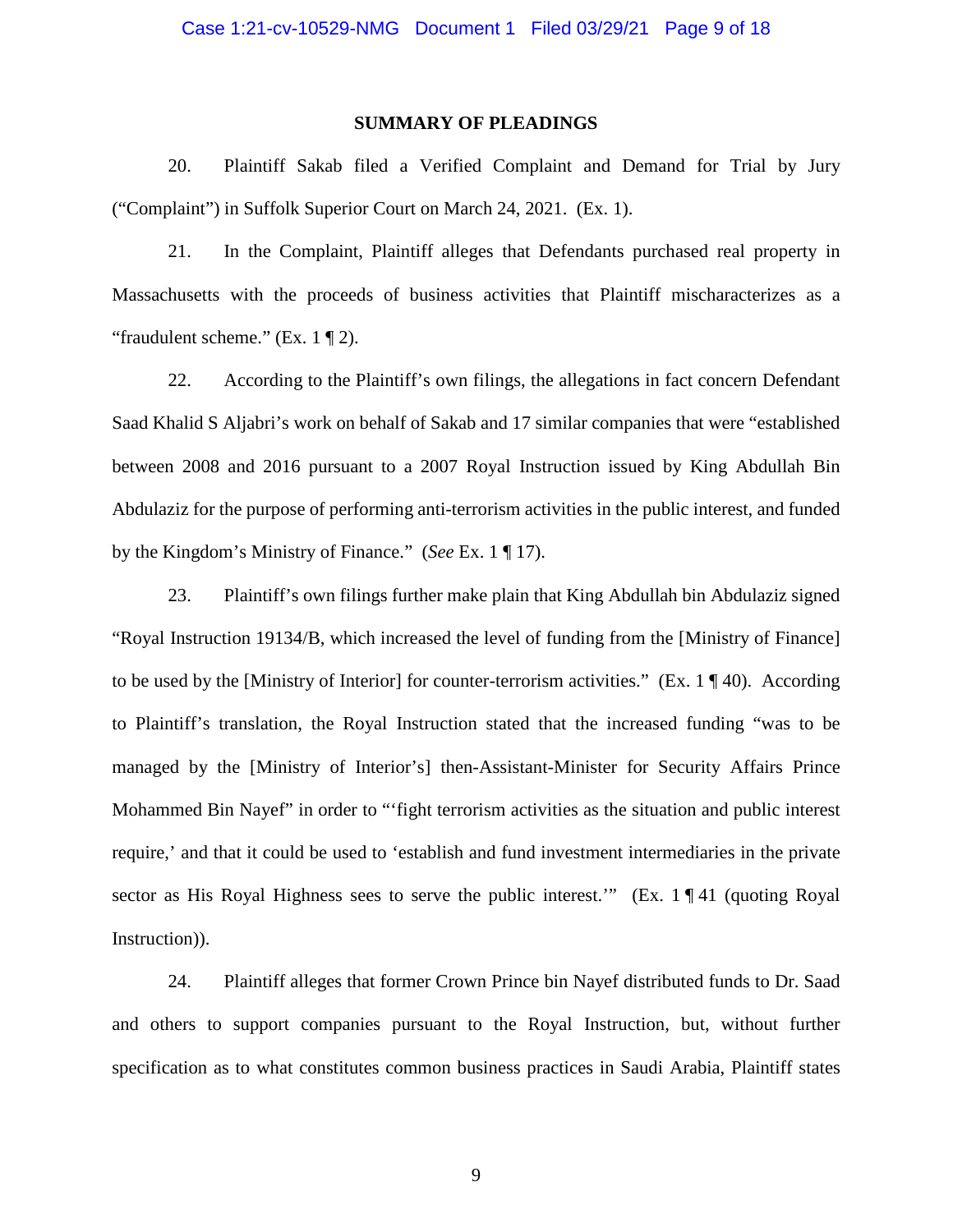**SUMMARY OF PLEADINGS**

20. Plaintiff Sakab filed a Verified Complaint and Demand for Trial by Jury ("Complaint") in Suffolk Superior Court on March 24, 2021. (Ex. 1).

21. In the Complaint, Plaintiff alleges that Defendants purchased real property in Massachusetts with the proceeds of business activities that Plaintiff mischaracterizes as a "fraudulent scheme." (Ex. 1 ¶ 2).

22. According to the Plaintiff's own filings, the allegations in fact concern Defendant Saad Khalid S Aljabri's work on behalf of Sakab and 17 similar companies that were "established between 2008 and 2016 pursuant to a 2007 Royal Instruction issued by King Abdullah Bin Abdulaziz for the purpose of performing anti-terrorism activities in the public interest, and funded by the Kingdom's Ministry of Finance." (*See* Ex. 1 ¶ 17).

23. Plaintiff's own filings further make plain that King Abdullah bin Abdulaziz signed "Royal Instruction 19134/B, which increased the level of funding from the [Ministry of Finance] to be used by the [Ministry of Interior] for counter-terrorism activities." (Ex. 1 ¶ 40). According to Plaintiff's translation, the Royal Instruction stated that the increased funding "was to be managed by the [Ministry of Interior's] then-Assistant-Minister for Security Affairs Prince Mohammed Bin Nayef" in order to "'fight terrorism activities as the situation and public interest require,' and that it could be used to 'establish and fund investment intermediaries in the private sector as His Royal Highness sees to serve the public interest.'" (Ex. 1 ¶ 41 (quoting Royal Instruction)).

24. Plaintiff alleges that former Crown Prince bin Nayef distributed funds to Dr. Saad and others to support companies pursuant to the Royal Instruction, but, without further specification as to what constitutes common business practices in Saudi Arabia, Plaintiff states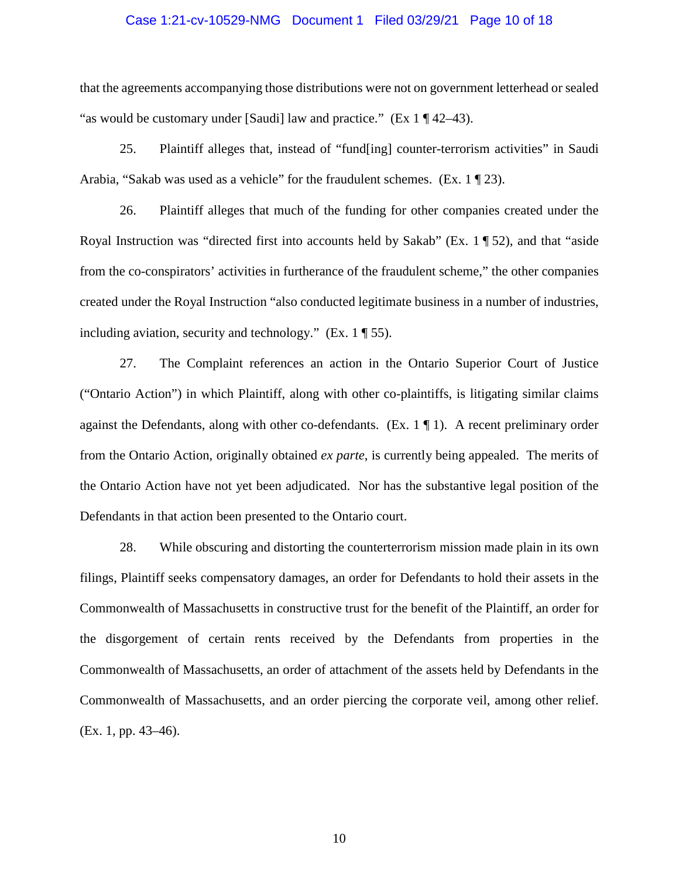that the agreements accompanying those distributions were not on government letterhead or sealed "as would be customary under [Saudi] law and practice." (Ex 1 ¶ 42–43).

25. Plaintiff alleges that, instead of "fund[ing] counter-terrorism activities" in Saudi Arabia, "Sakab was used as a vehicle" for the fraudulent schemes. (Ex. 1 ¶ 23).

26. Plaintiff alleges that much of the funding for other companies created under the Royal Instruction was "directed first into accounts held by Sakab" (Ex. 1 ¶ 52), and that "aside from the co-conspirators' activities in furtherance of the fraudulent scheme," the other companies created under the Royal Instruction "also conducted legitimate business in a number of industries, including aviation, security and technology." (Ex. 1 ¶ 55).

27. The Complaint references an action in the Ontario Superior Court of Justice ("Ontario Action") in which Plaintiff, along with other co-plaintiffs, is litigating similar claims against the Defendants, along with other co-defendants. (Ex. 1 ¶ 1). A recent preliminary order from the Ontario Action, originally obtained *ex parte*, is currently being appealed. The merits of the Ontario Action have not yet been adjudicated. Nor has the substantive legal position of the Defendants in that action been presented to the Ontario court.

28. While obscuring and distorting the counterterrorism mission made plain in its own filings, Plaintiff seeks compensatory damages, an order for Defendants to hold their assets in the Commonwealth of Massachusetts in constructive trust for the benefit of the Plaintiff, an order for the disgorgement of certain rents received by the Defendants from properties in the Commonwealth of Massachusetts, an order of attachment of the assets held by Defendants in the Commonwealth of Massachusetts, and an order piercing the corporate veil, among other relief. (Ex. 1, pp. 43–46).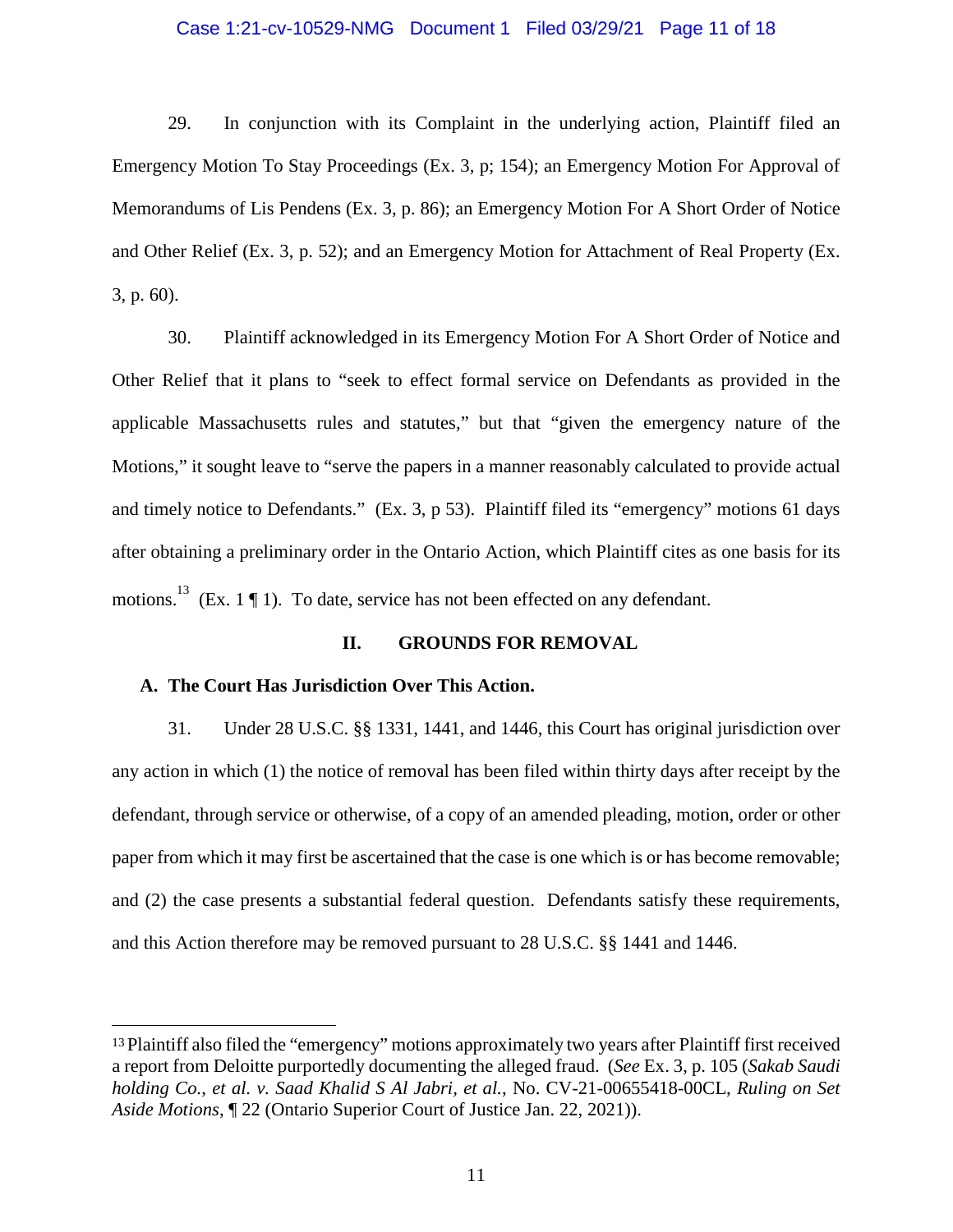29. In conjunction with its Complaint in the underlying action, Plaintiff filed an Emergency Motion To Stay Proceedings (Ex. 3, p; 154); an Emergency Motion For Approval of Memorandums of Lis Pendens (Ex. 3, p. 86); an Emergency Motion For A Short Order of Notice and Other Relief (Ex. 3, p. 52); and an Emergency Motion for Attachment of Real Property (Ex. 3, p. 60).

30. Plaintiff acknowledged in its Emergency Motion For A Short Order of Notice and Other Relief that it plans to "seek to effect formal service on Defendants as provided in the applicable Massachusetts rules and statutes," but that "given the emergency nature of the Motions," it sought leave to "serve the papers in a manner reasonably calculated to provide actual and timely notice to Defendants." (Ex. 3, p 53). Plaintiff filed its "emergency" motions 61 days after obtaining a preliminary order in the Ontario Action, which Plaintiff cites as one basis for its motions.[13] (Ex. 1 ¶ 1). To date, service has not been effected on any defendant.

## II. GROUNDS FOR REMOVAL

### A. The Court Has Jurisdiction Over This Action.

31. Under 28 U.S.C. §§ 1331, 1441, and 1446, this Court has original jurisdiction over any action in which (1) the notice of removal has been filed within thirty days after receipt by the defendant, through service or otherwise, of a copy of an amended pleading, motion, order or other paper from which it may first be ascertained that the case is one which is or has become removable; and (2) the case presents a substantial federal question. Defendants satisfy these requirements, and this Action therefore may be removed pursuant to 28 U.S.C. §§ 1441 and 1446.

---

[13] Plaintiff also filed the "emergency" motions approximately two years after Plaintiff first received a report from Deloitte purportedly documenting the alleged fraud. (*See* Ex. 3, p. 105 (*Sakab Saudi holding Co., et al. v. Saad Khalid S Al Jabri, et al.*, No. CV-21-00655418-00CL, *Ruling on Set Aside Motions*, ¶ 22 (Ontario Superior Court of Justice Jan. 22, 2021)).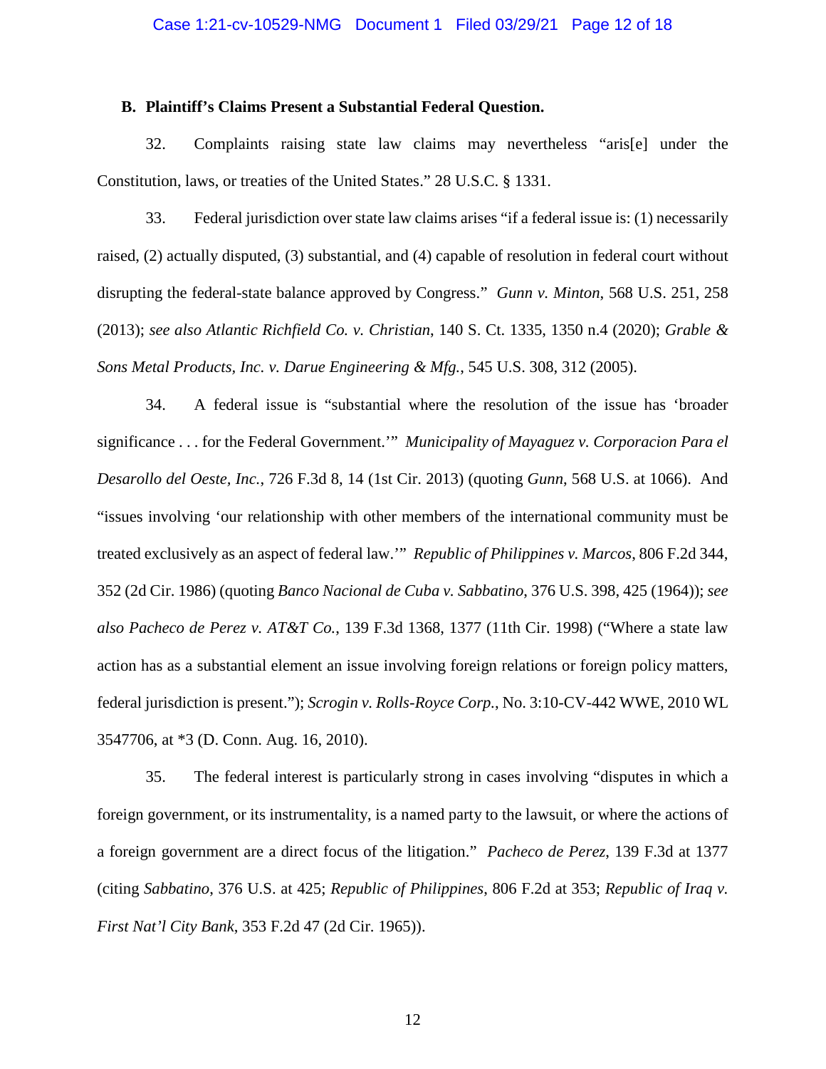### B. Plaintiff's Claims Present a Substantial Federal Question.

32. Complaints raising state law claims may nevertheless "aris[e] under the Constitution, laws, or treaties of the United States." 28 U.S.C. § 1331.

33. Federal jurisdiction over state law claims arises "if a federal issue is: (1) necessarily raised, (2) actually disputed, (3) substantial, and (4) capable of resolution in federal court without disrupting the federal-state balance approved by Congress." *Gunn v. Minton*, 568 U.S. 251, 258 (2013); *see also Atlantic Richfield Co. v. Christian*, 140 S. Ct. 1335, 1350 n.4 (2020); *Grable & Sons Metal Products, Inc. v. Darue Engineering & Mfg.*, 545 U.S. 308, 312 (2005).

34. A federal issue is "substantial where the resolution of the issue has 'broader significance . . . for the Federal Government.'" *Municipality of Mayaguez v. Corporacion Para el Desarollo del Oeste, Inc.*, 726 F.3d 8, 14 (1st Cir. 2013) (quoting *Gunn*, 568 U.S. at 1066). And "issues involving 'our relationship with other members of the international community must be treated exclusively as an aspect of federal law.'" *Republic of Philippines v. Marcos,* 806 F.2d 344, 352 (2d Cir. 1986) (quoting *Banco Nacional de Cuba v. Sabbatino*, 376 U.S. 398, 425 (1964)); *see also Pacheco de Perez v. AT&T Co.*, 139 F.3d 1368, 1377 (11th Cir. 1998) ("Where a state law action has as a substantial element an issue involving foreign relations or foreign policy matters, federal jurisdiction is present."); *Scrogin v. Rolls-Royce Corp.*, No. 3:10-CV-442 WWE, 2010 WL 3547706, at *3 (D. Conn. Aug. 16, 2010).

35. The federal interest is particularly strong in cases involving "disputes in which a foreign government, or its instrumentality, is a named party to the lawsuit, or where the actions of a foreign government are a direct focus of the litigation." *Pacheco de Perez*, 139 F.3d at 1377 (citing *Sabbatino*, 376 U.S. at 425; *Republic of Philippines*, 806 F.2d at 353; *Republic of Iraq v. First Nat'l City Bank*, 353 F.2d 47 (2d Cir. 1965)).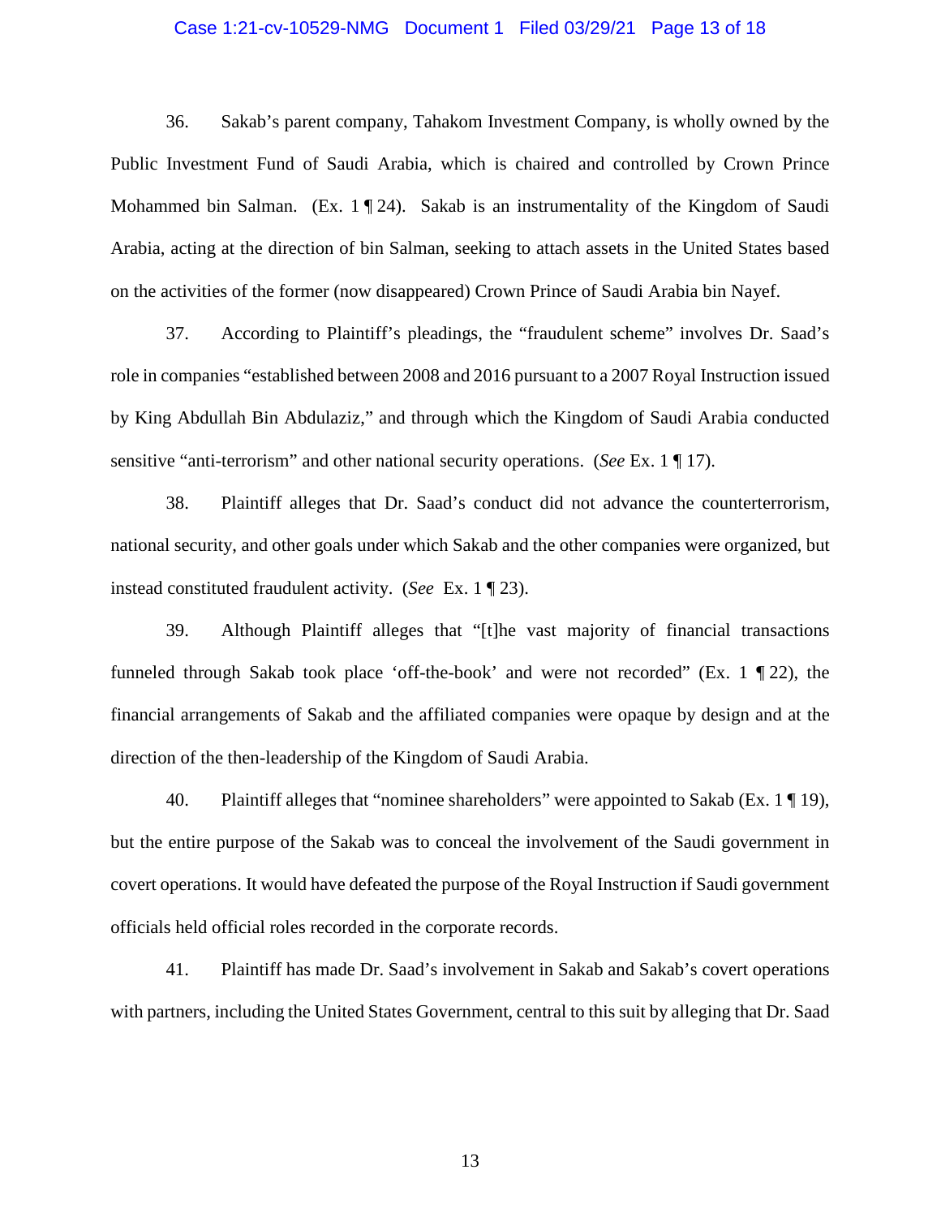36. Sakab's parent company, Tahakom Investment Company, is wholly owned by the Public Investment Fund of Saudi Arabia, which is chaired and controlled by Crown Prince Mohammed bin Salman. (Ex. 1 ¶ 24). Sakab is an instrumentality of the Kingdom of Saudi Arabia, acting at the direction of bin Salman, seeking to attach assets in the United States based on the activities of the former (now disappeared) Crown Prince of Saudi Arabia bin Nayef.

37. According to Plaintiff's pleadings, the "fraudulent scheme" involves Dr. Saad's role in companies "established between 2008 and 2016 pursuant to a 2007 Royal Instruction issued by King Abdullah Bin Abdulaziz," and through which the Kingdom of Saudi Arabia conducted sensitive "anti-terrorism" and other national security operations. (*See* Ex. 1 ¶ 17).

38. Plaintiff alleges that Dr. Saad's conduct did not advance the counterterrorism, national security, and other goals under which Sakab and the other companies were organized, but instead constituted fraudulent activity. (*See* Ex. 1 ¶ 23).

39. Although Plaintiff alleges that "[t]he vast majority of financial transactions funneled through Sakab took place 'off-the-book' and were not recorded" (Ex. 1 ¶ 22), the financial arrangements of Sakab and the affiliated companies were opaque by design and at the direction of the then-leadership of the Kingdom of Saudi Arabia.

40. Plaintiff alleges that "nominee shareholders" were appointed to Sakab (Ex. 1 ¶ 19), but the entire purpose of the Sakab was to conceal the involvement of the Saudi government in covert operations. It would have defeated the purpose of the Royal Instruction if Saudi government officials held official roles recorded in the corporate records.

41. Plaintiff has made Dr. Saad's involvement in Sakab and Sakab's covert operations with partners, including the United States Government, central to this suit by alleging that Dr. Saad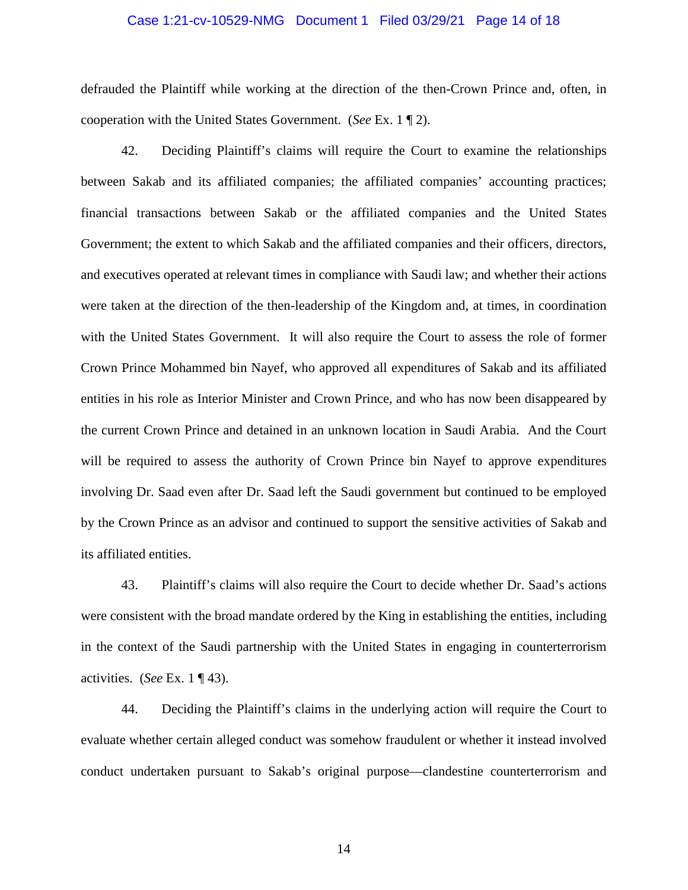defrauded the Plaintiff while working at the direction of the then-Crown Prince and, often, in cooperation with the United States Government. (*See* Ex. 1 ¶ 2).

42. Deciding Plaintiff's claims will require the Court to examine the relationships between Sakab and its affiliated companies; the affiliated companies' accounting practices; financial transactions between Sakab or the affiliated companies and the United States Government; the extent to which Sakab and the affiliated companies and their officers, directors, and executives operated at relevant times in compliance with Saudi law; and whether their actions were taken at the direction of the then-leadership of the Kingdom and, at times, in coordination with the United States Government. It will also require the Court to assess the role of former Crown Prince Mohammed bin Nayef, who approved all expenditures of Sakab and its affiliated entities in his role as Interior Minister and Crown Prince, and who has now been disappeared by the current Crown Prince and detained in an unknown location in Saudi Arabia. And the Court will be required to assess the authority of Crown Prince bin Nayef to approve expenditures involving Dr. Saad even after Dr. Saad left the Saudi government but continued to be employed by the Crown Prince as an advisor and continued to support the sensitive activities of Sakab and its affiliated entities.

43. Plaintiff's claims will also require the Court to decide whether Dr. Saad's actions were consistent with the broad mandate ordered by the King in establishing the entities, including in the context of the Saudi partnership with the United States in engaging in counterterrorism activities. (*See* Ex. 1 ¶ 43).

44. Deciding the Plaintiff's claims in the underlying action will require the Court to evaluate whether certain alleged conduct was somehow fraudulent or whether it instead involved conduct undertaken pursuant to Sakab's original purpose—clandestine counterterrorism and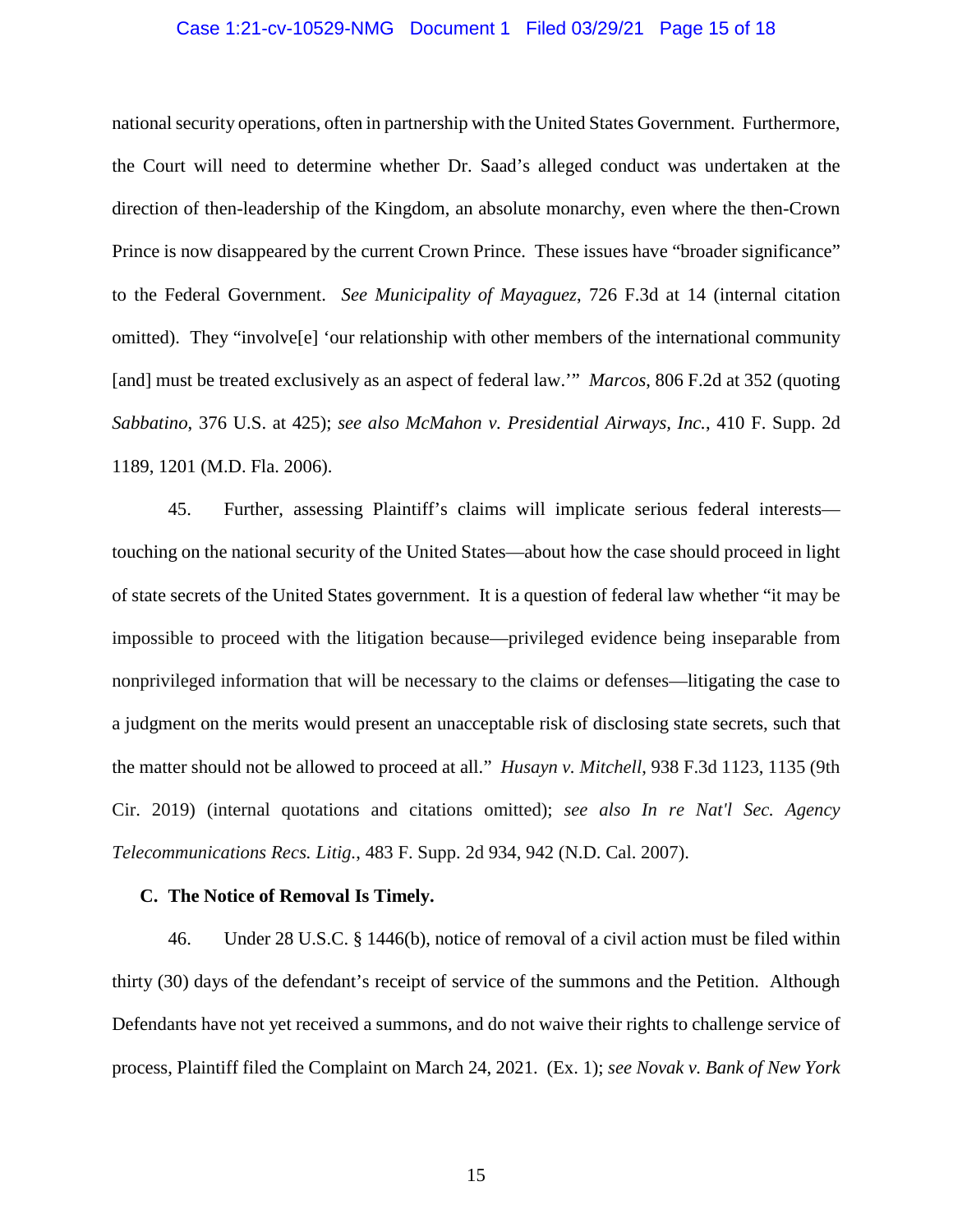national security operations, often in partnership with the United States Government. Furthermore, the Court will need to determine whether Dr. Saad's alleged conduct was undertaken at the direction of then-leadership of the Kingdom, an absolute monarchy, even where the then-Crown Prince is now disappeared by the current Crown Prince. These issues have "broader significance" to the Federal Government. *See Municipality of Mayaguez*, 726 F.3d at 14 (internal citation omitted). They "involve[e] 'our relationship with other members of the international community [and] must be treated exclusively as an aspect of federal law.'" *Marcos*, 806 F.2d at 352 (quoting *Sabbatino*, 376 U.S. at 425); *see also McMahon v. Presidential Airways, Inc.*, 410 F. Supp. 2d 1189, 1201 (M.D. Fla. 2006).

45. Further, assessing Plaintiff's claims will implicate serious federal interests—touching on the national security of the United States—about how the case should proceed in light of state secrets of the United States government. It is a question of federal law whether "it may be impossible to proceed with the litigation because—privileged evidence being inseparable from nonprivileged information that will be necessary to the claims or defenses—litigating the case to a judgment on the merits would present an unacceptable risk of disclosing state secrets, such that the matter should not be allowed to proceed at all." *Husayn v. Mitchell*, 938 F.3d 1123, 1135 (9th Cir. 2019) (internal quotations and citations omitted); *see also In re Nat'l Sec. Agency Telecommunications Recs. Litig.*, 483 F. Supp. 2d 934, 942 (N.D. Cal. 2007).

**C. The Notice of Removal Is Timely.**

46. Under 28 U.S.C. § 1446(b), notice of removal of a civil action must be filed within thirty (30) days of the defendant's receipt of service of the summons and the Petition. Although Defendants have not yet received a summons, and do not waive their rights to challenge service of process, Plaintiff filed the Complaint on March 24, 2021. (Ex. 1); *see Novak v. Bank of New York*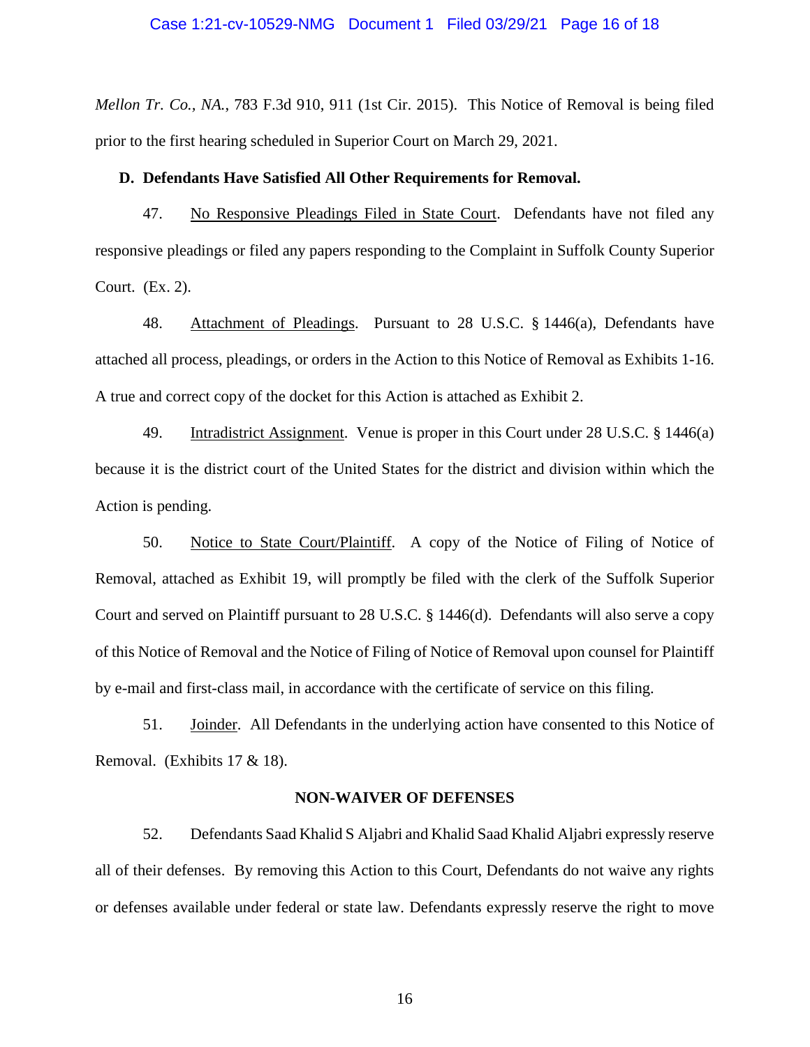*Mellon Tr. Co., NA.*, 783 F.3d 910, 911 (1st Cir. 2015). This Notice of Removal is being filed prior to the first hearing scheduled in Superior Court on March 29, 2021.

**D. Defendants Have Satisfied All Other Requirements for Removal.**

47. No Responsive Pleadings Filed in State Court. Defendants have not filed any responsive pleadings or filed any papers responding to the Complaint in Suffolk County Superior Court. (Ex. 2).

48. Attachment of Pleadings. Pursuant to 28 U.S.C. § 1446(a), Defendants have attached all process, pleadings, or orders in the Action to this Notice of Removal as Exhibits 1-16. A true and correct copy of the docket for this Action is attached as Exhibit 2.

49. Intradistrict Assignment. Venue is proper in this Court under 28 U.S.C. § 1446(a) because it is the district court of the United States for the district and division within which the Action is pending.

50. Notice to State Court/Plaintiff. A copy of the Notice of Filing of Notice of Removal, attached as Exhibit 19, will promptly be filed with the clerk of the Suffolk Superior Court and served on Plaintiff pursuant to 28 U.S.C. § 1446(d). Defendants will also serve a copy of this Notice of Removal and the Notice of Filing of Notice of Removal upon counsel for Plaintiff by e-mail and first-class mail, in accordance with the certificate of service on this filing.

51. Joinder. All Defendants in the underlying action have consented to this Notice of Removal. (Exhibits 17 & 18).

**NON-WAIVER OF DEFENSES**

52. Defendants Saad Khalid S Aljabri and Khalid Saad Khalid Aljabri expressly reserve all of their defenses. By removing this Action to this Court, Defendants do not waive any rights or defenses available under federal or state law. Defendants expressly reserve the right to move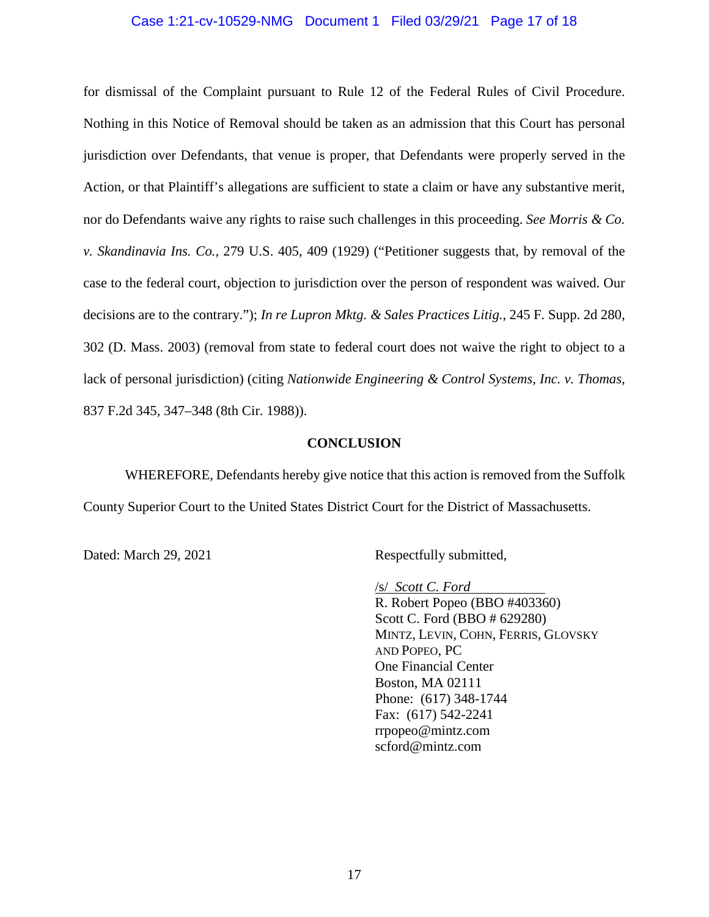for dismissal of the Complaint pursuant to Rule 12 of the Federal Rules of Civil Procedure. Nothing in this Notice of Removal should be taken as an admission that this Court has personal jurisdiction over Defendants, that venue is proper, that Defendants were properly served in the Action, or that Plaintiff's allegations are sufficient to state a claim or have any substantive merit, nor do Defendants waive any rights to raise such challenges in this proceeding. *See Morris & Co. v. Skandinavia Ins. Co.*, 279 U.S. 405, 409 (1929) ("Petitioner suggests that, by removal of the case to the federal court, objection to jurisdiction over the person of respondent was waived. Our decisions are to the contrary."); *In re Lupron Mktg. & Sales Practices Litig.*, 245 F. Supp. 2d 280, 302 (D. Mass. 2003) (removal from state to federal court does not waive the right to object to a lack of personal jurisdiction) (citing *Nationwide Engineering & Control Systems, Inc. v. Thomas*, 837 F.2d 345, 347–348 (8th Cir. 1988)).

**CONCLUSION**

WHEREFORE, Defendants hereby give notice that this action is removed from the Suffolk County Superior Court to the United States District Court for the District of Massachusetts.

Dated: March 29, 2021

Respectfully submitted,

/s/ *Scott C. Ford*
R. Robert Popeo (BBO #403360)
Scott C. Ford (BBO # 629280)
MINTZ, LEVIN, COHN, FERRIS, GLOVSKY AND POPEO, PC
One Financial Center
Boston, MA 02111
Phone: (617) 348-1744
Fax: (617) 542-2241
rrpopeo@mintz.com
scford@mintz.com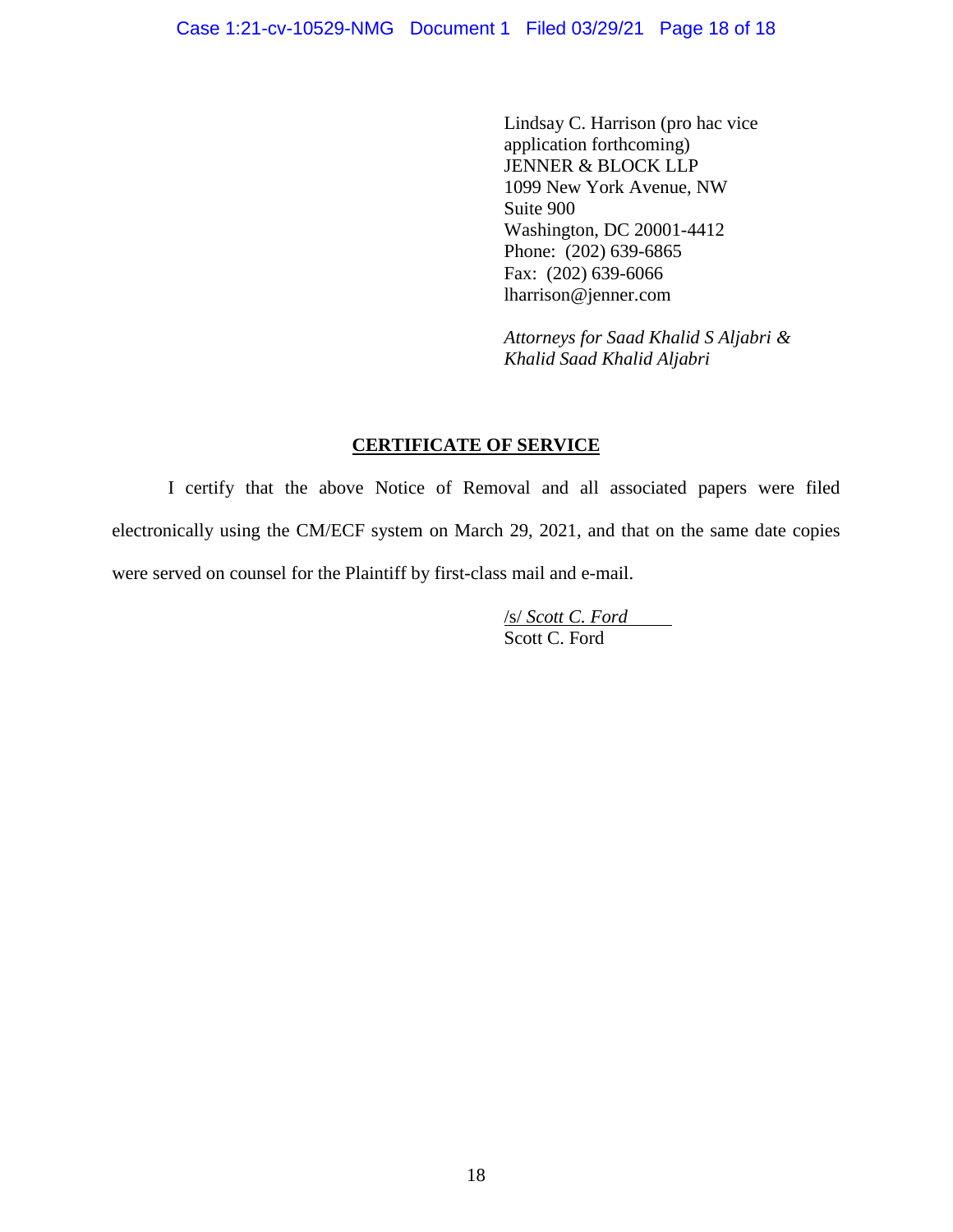Lindsay C. Harrison (pro hac vice application forthcoming)
JENNER & BLOCK LLP
1099 New York Avenue, NW
Suite 900
Washington, DC 20001-4412
Phone: (202) 639-6865
Fax: (202) 639-6066
lharrison@jenner.com

*Attorneys for Saad Khalid S Aljabri & Khalid Saad Khalid Aljabri*

## **CERTIFICATE OF SERVICE**

I certify that the above Notice of Removal and all associated papers were filed electronically using the CM/ECF system on March 29, 2021, and that on the same date copies were served on counsel for the Plaintiff by first-class mail and e-mail.

/s/ *Scott C. Ford*
Scott C. Ford